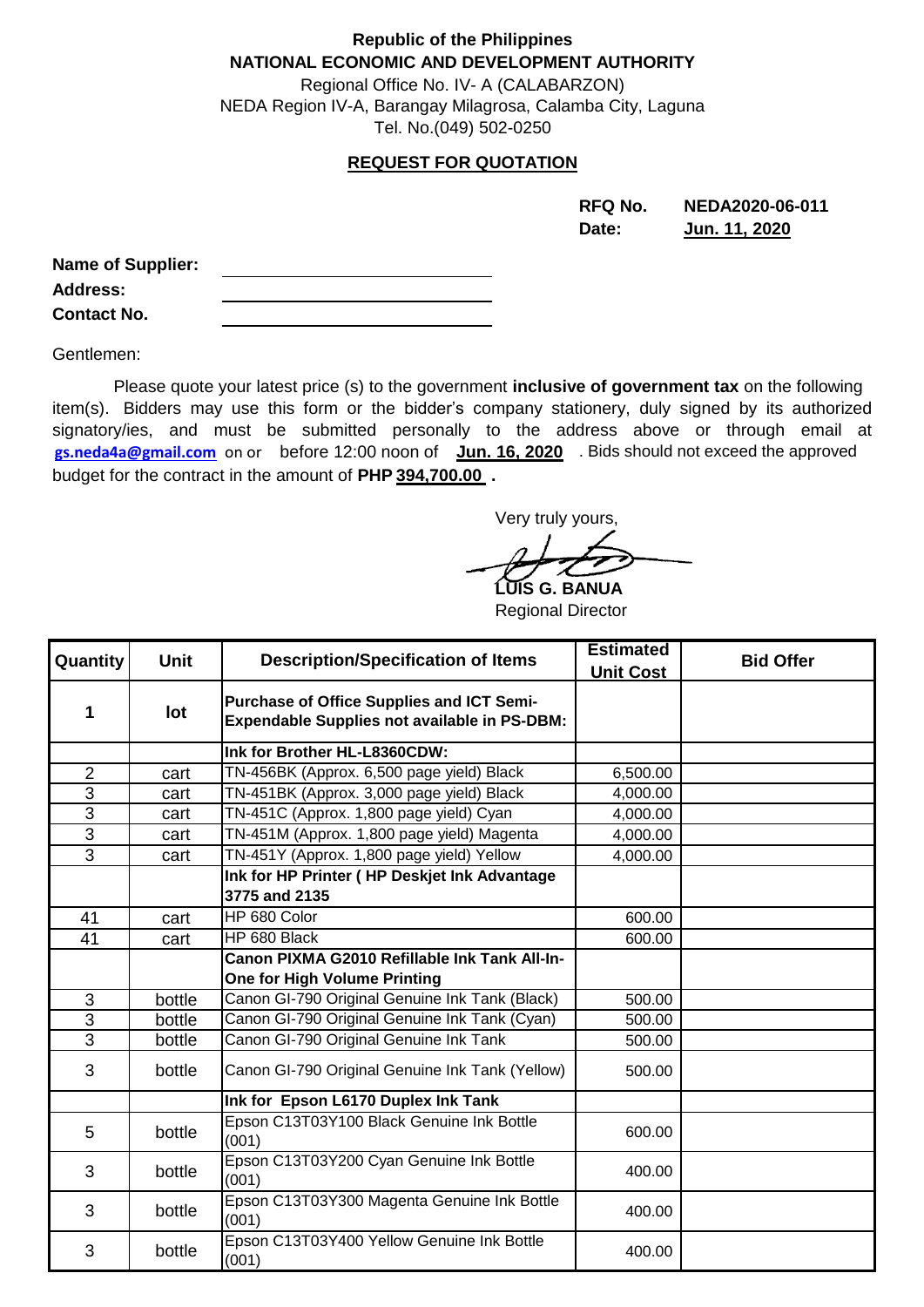**Republic of the Philippines**
**NATIONAL ECONOMIC AND DEVELOPMENT AUTHORITY**
Regional Office No. IV- A (CALABARZON)
NEDA Region IV-A, Barangay Milagrosa, Calamba City, Laguna
Tel. No.(049) 502-0250

## REQUEST FOR QUOTATION

**RFQ No.** **NEDA2020-06-011**
**Date:** **Jun. 11, 2020**

**Name of Supplier:** ____________________
**Address:** ____________________
**Contact No.** ____________________

Gentlemen:

Please quote your latest price (s) to the government **inclusive of government tax** on the following item(s). Bidders may use this form or the bidder's company stationery, duly signed by its authorized signatory/ies, and must be submitted personally to the address above or through email at **gs.neda4a@gmail.com** on or before 12:00 noon of **Jun. 16, 2020** . Bids should not exceed the approved budget for the contract in the amount of **PHP 394,700.00 .**

Very truly yours,

**LUIS G. BANUA**
Regional Director

| Quantity | Unit | Description/Specification of Items | Estimated Unit Cost | Bid Offer |
|---|---|---|---|---|
| 1 | lot | **Purchase of Office Supplies and ICT Semi-Expendable Supplies not available in PS-DBM:** | | |
| | | **Ink for Brother HL-L8360CDW:** | | |
| 2 | cart | TN-456BK (Approx. 6,500 page yield) Black | 6,500.00 | |
| 3 | cart | TN-451BK (Approx. 3,000 page yield) Black | 4,000.00 | |
| 3 | cart | TN-451C (Approx. 1,800 page yield) Cyan | 4,000.00 | |
| 3 | cart | TN-451M (Approx. 1,800 page yield) Magenta | 4,000.00 | |
| 3 | cart | TN-451Y (Approx. 1,800 page yield) Yellow | 4,000.00 | |
| | | **Ink for HP Printer ( HP Deskjet Ink Advantage 3775 and 2135** | | |
| 41 | cart | HP 680 Color | 600.00 | |
| 41 | cart | HP 680 Black | 600.00 | |
| | | **Canon PIXMA G2010 Refillable Ink Tank All-In-One for High Volume Printing** | | |
| 3 | bottle | Canon GI-790 Original Genuine Ink Tank (Black) | 500.00 | |
| 3 | bottle | Canon GI-790 Original Genuine Ink Tank (Cyan) | 500.00 | |
| 3 | bottle | Canon GI-790 Original Genuine Ink Tank | 500.00 | |
| 3 | bottle | Canon GI-790 Original Genuine Ink Tank (Yellow) | 500.00 | |
| | | **Ink for Epson L6170 Duplex Ink Tank** | | |
| 5 | bottle | Epson C13T03Y100 Black Genuine Ink Bottle (001) | 600.00 | |
| 3 | bottle | Epson C13T03Y200 Cyan Genuine Ink Bottle (001) | 400.00 | |
| 3 | bottle | Epson C13T03Y300 Magenta Genuine Ink Bottle (001) | 400.00 | |
| 3 | bottle | Epson C13T03Y400 Yellow Genuine Ink Bottle (001) | 400.00 | |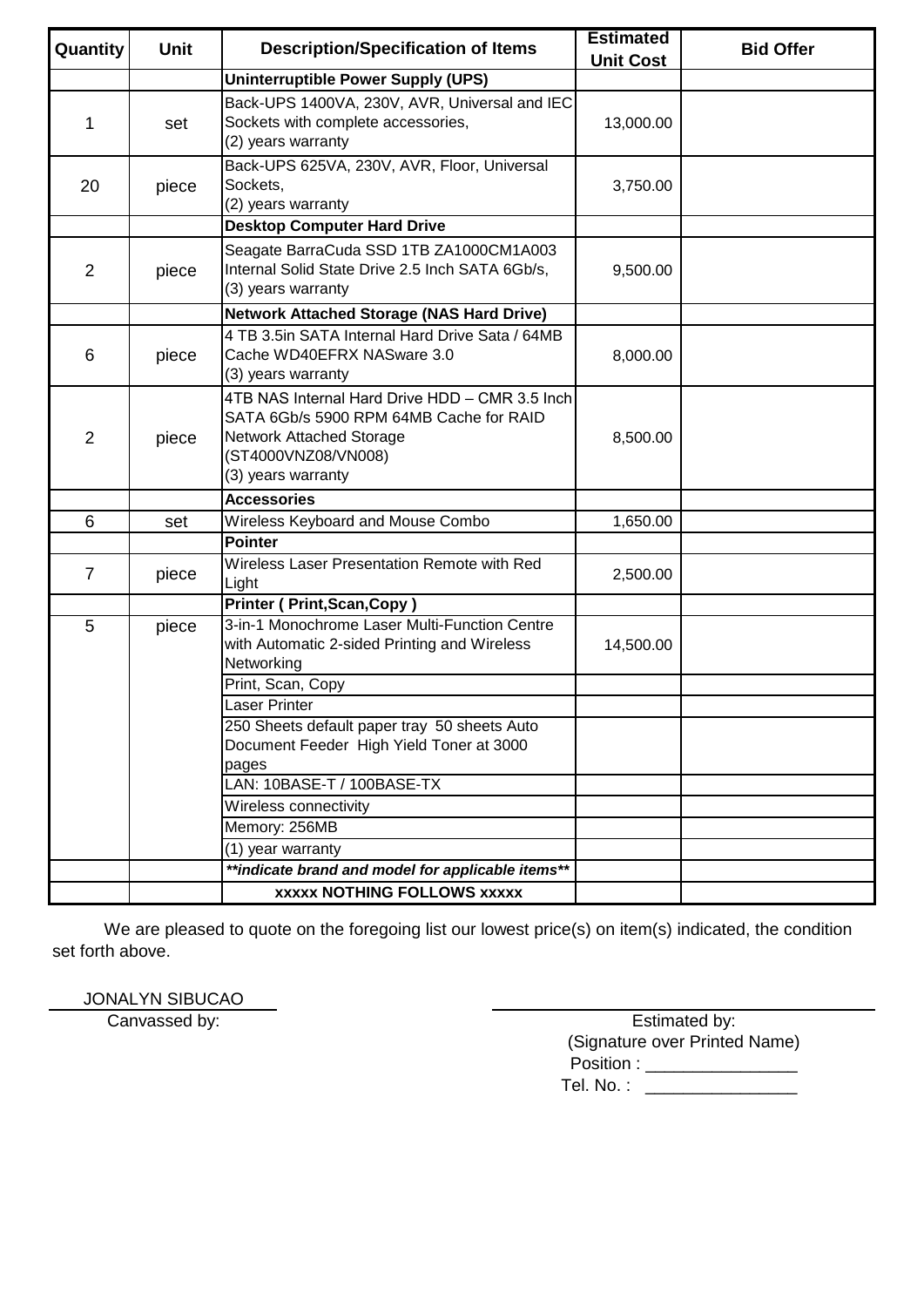| Quantity | Unit | Description/Specification of Items | Estimated Unit Cost | Bid Offer |
|---|---|---|---|---|
| | | **Uninterruptible Power Supply (UPS)** | | |
| 1 | set | Back-UPS 1400VA, 230V, AVR, Universal and IEC Sockets with complete accessories, (2) years warranty | 13,000.00 | |
| 20 | piece | Back-UPS 625VA, 230V, AVR, Floor, Universal Sockets, (2) years warranty | 3,750.00 | |
| | | **Desktop Computer Hard Drive** | | |
| 2 | piece | Seagate BarraCuda SSD 1TB ZA1000CM1A003 Internal Solid State Drive 2.5 Inch SATA 6Gb/s, (3) years warranty | 9,500.00 | |
| | | **Network Attached Storage (NAS Hard Drive)** | | |
| 6 | piece | 4 TB 3.5in SATA Internal Hard Drive Sata / 64MB Cache WD40EFRX NASware 3.0 (3) years warranty | 8,000.00 | |
| 2 | piece | 4TB NAS Internal Hard Drive HDD – CMR 3.5 Inch SATA 6Gb/s 5900 RPM 64MB Cache for RAID Network Attached Storage (ST4000VNZ08/VN008) (3) years warranty | 8,500.00 | |
| | | **Accessories** | | |
| 6 | set | Wireless Keyboard and Mouse Combo | 1,650.00 | |
| | | **Pointer** | | |
| 7 | piece | Wireless Laser Presentation Remote with Red Light | 2,500.00 | |
| | | **Printer ( Print,Scan,Copy )** | | |
| 5 | piece | 3-in-1 Monochrome Laser Multi-Function Centre with Automatic 2-sided Printing and Wireless Networking | 14,500.00 | |
| | | Print, Scan, Copy | | |
| | | Laser Printer | | |
| | | 250 Sheets default paper tray 50 sheets Auto Document Feeder High Yield Toner at 3000 pages | | |
| | | LAN: 10BASE-T / 100BASE-TX | | |
| | | Wireless connectivity | | |
| | | Memory: 256MB | | |
| | | (1) year warranty | | |
| | | ***\*\*indicate brand and model for applicable items\*\**** | | |
| | | **xxxxx NOTHING FOLLOWS xxxxx** | | |

We are pleased to quote on the foregoing list our lowest price(s) on item(s) indicated, the condition set forth above.

JONALYN SIBUCAO
Canvassed by:

______________________________
Estimated by:
(Signature over Printed Name)
Position : _______________
Tel. No. : _______________